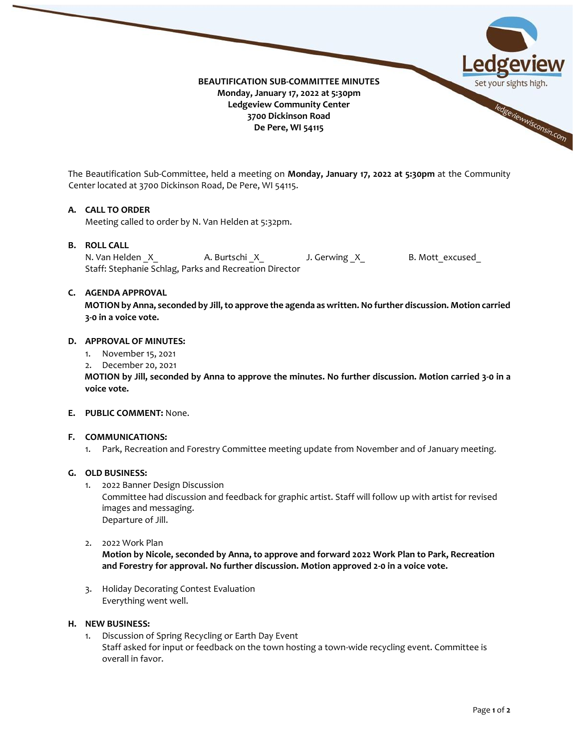**BEAUTIFICATION SUB-COMMITTEE MINUTES**
**Monday, January 17, 2022 at 5:30pm**
**Ledgeview Community Center**
**3700 Dickinson Road**
**De Pere, WI 54115**

The Beautification Sub-Committee, held a meeting on **Monday, January 17, 2022 at 5:30pm** at the Community Center located at 3700 Dickinson Road, De Pere, WI 54115.

**A. CALL TO ORDER**

Meeting called to order by N. Van Helden at 5:32pm.

**B. ROLL CALL**

N. Van Helden _X_ A. Burtschi _X_ J. Gerwing _X_ B. Mott_excused_

Staff: Stephanie Schlag, Parks and Recreation Director

**C. AGENDA APPROVAL**

**MOTION by Anna, seconded by Jill, to approve the agenda as written. No further discussion. Motion carried 3-0 in a voice vote.**

**D. APPROVAL OF MINUTES:**

1. November 15, 2021
2. December 20, 2021

**MOTION by Jill, seconded by Anna to approve the minutes. No further discussion. Motion carried 3-0 in a voice vote.**

**E. PUBLIC COMMENT:** None.

**F. COMMUNICATIONS:**

1. Park, Recreation and Forestry Committee meeting update from November and of January meeting.

**G. OLD BUSINESS:**

1. 2022 Banner Design Discussion
   Committee had discussion and feedback for graphic artist. Staff will follow up with artist for revised images and messaging.
   Departure of Jill.

2. 2022 Work Plan
   **Motion by Nicole, seconded by Anna, to approve and forward 2022 Work Plan to Park, Recreation and Forestry for approval. No further discussion. Motion approved 2-0 in a voice vote.**

3. Holiday Decorating Contest Evaluation
   Everything went well.

**H. NEW BUSINESS:**

1. Discussion of Spring Recycling or Earth Day Event
   Staff asked for input or feedback on the town hosting a town-wide recycling event. Committee is overall in favor.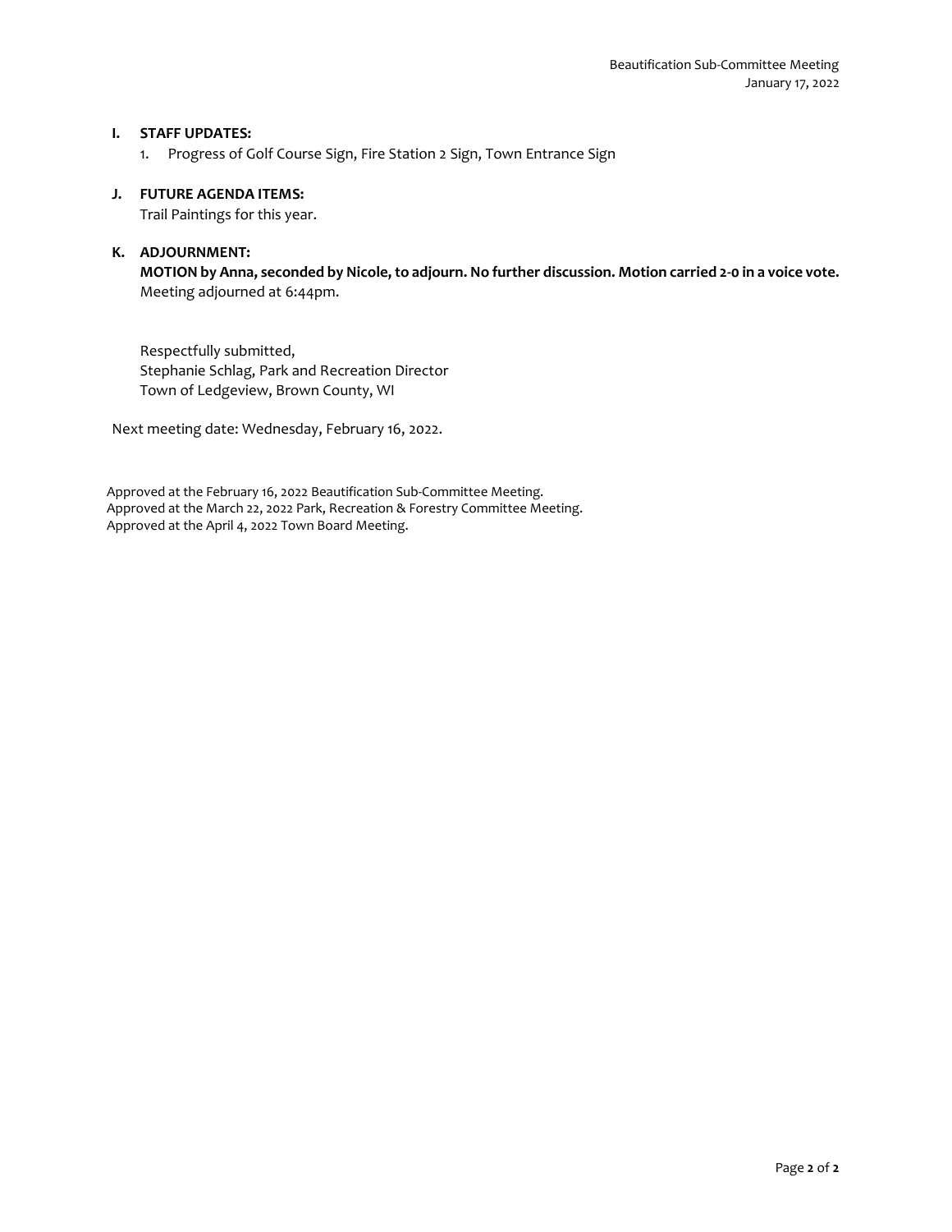**I. STAFF UPDATES:**

1. Progress of Golf Course Sign, Fire Station 2 Sign, Town Entrance Sign

**J. FUTURE AGENDA ITEMS:**

Trail Paintings for this year.

**K. ADJOURNMENT:**

**MOTION by Anna, seconded by Nicole, to adjourn. No further discussion. Motion carried 2-0 in a voice vote.** Meeting adjourned at 6:44pm.

Respectfully submitted,
Stephanie Schlag, Park and Recreation Director
Town of Ledgeview, Brown County, WI

Next meeting date: Wednesday, February 16, 2022.

Approved at the February 16, 2022 Beautification Sub-Committee Meeting.
Approved at the March 22, 2022 Park, Recreation & Forestry Committee Meeting.
Approved at the April 4, 2022 Town Board Meeting.